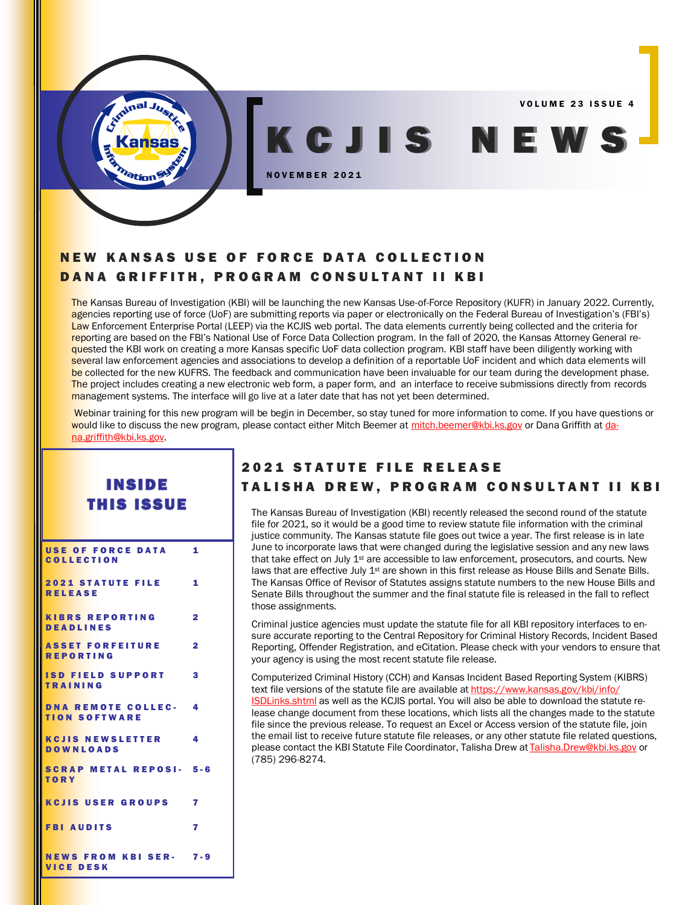# KCJIS NEWS

VOLUME 23 ISSUE 4

NOVEMBER 2021

## NEW KANSAS USE OF FORCE DATA COLLECTION

### DANA GRIFFITH, PROGRAM CONSULTANT II KBI

The Kansas Bureau of Investigation (KBI) will be launching the new Kansas Use-of-Force Repository (KUFR) in January 2022. Currently, agencies reporting use of force (UoF) are submitting reports via paper or electronically on the Federal Bureau of Investigation's (FBI's) Law Enforcement Enterprise Portal (LEEP) via the KCJIS web portal. The data elements currently being collected and the criteria for reporting are based on the FBI's National Use of Force Data Collection program. In the fall of 2020, the Kansas Attorney General requested the KBI work on creating a more Kansas specific UoF data collection program. KBI staff have been diligently working with several law enforcement agencies and associations to develop a definition of a reportable UoF incident and which data elements will be collected for the new KUFRS. The feedback and communication have been invaluable for our team during the development phase. The project includes creating a new electronic web form, a paper form, and an interface to receive submissions directly from records management systems. The interface will go live at a later date that has not yet been determined.

Webinar training for this new program will be begin in December, so stay tuned for more information to come. If you have questions or would like to discuss the new program, please contact either Mitch Beemer at mitch.beemer@kbi.ks.gov or Dana Griffith at dana.griffith@kbi.ks.gov.

## INSIDE THIS ISSUE

| | |
|---|---|
| USE OF FORCE DATA COLLECTION | 1 |
| 2021 STATUTE FILE RELEASE | 1 |
| KIBRS REPORTING DEADLINES | 2 |
| ASSET FORFEITURE REPORTING | 2 |
| ISD FIELD SUPPORT TRAINING | 3 |
| DNA REMOTE COLLECTION SOFTWARE | 4 |
| KCJIS NEWSLETTER DOWNLOADS | 4 |
| SCRAP METAL REPOSITORY | 5-6 |
| KCJIS USER GROUPS | 7 |
| FBI AUDITS | 7 |
| NEWS FROM KBI SERVICE DESK | 7-9 |

## 2021 STATUTE FILE RELEASE

### TALISHA DREW, PROGRAM CONSULTANT II KBI

The Kansas Bureau of Investigation (KBI) recently released the second round of the statute file for 2021, so it would be a good time to review statute file information with the criminal justice community. The Kansas statute file goes out twice a year. The first release is in late June to incorporate laws that were changed during the legislative session and any new laws that take effect on July 1st are accessible to law enforcement, prosecutors, and courts. New laws that are effective July 1st are shown in this first release as House Bills and Senate Bills. The Kansas Office of Revisor of Statutes assigns statute numbers to the new House Bills and Senate Bills throughout the summer and the final statute file is released in the fall to reflect those assignments.

Criminal justice agencies must update the statute file for all KBI repository interfaces to ensure accurate reporting to the Central Repository for Criminal History Records, Incident Based Reporting, Offender Registration, and eCitation. Please check with your vendors to ensure that your agency is using the most recent statute file release.

Computerized Criminal History (CCH) and Kansas Incident Based Reporting System (KIBRS) text file versions of the statute file are available at https://www.kansas.gov/kbi/info/ISDLinks.shtml as well as the KCJIS portal. You will also be able to download the statute release change document from these locations, which lists all the changes made to the statute file since the previous release. To request an Excel or Access version of the statute file, join the email list to receive future statute file releases, or any other statute file related questions, please contact the KBI Statute File Coordinator, Talisha Drew at Talisha.Drew@kbi.ks.gov or (785) 296-8274.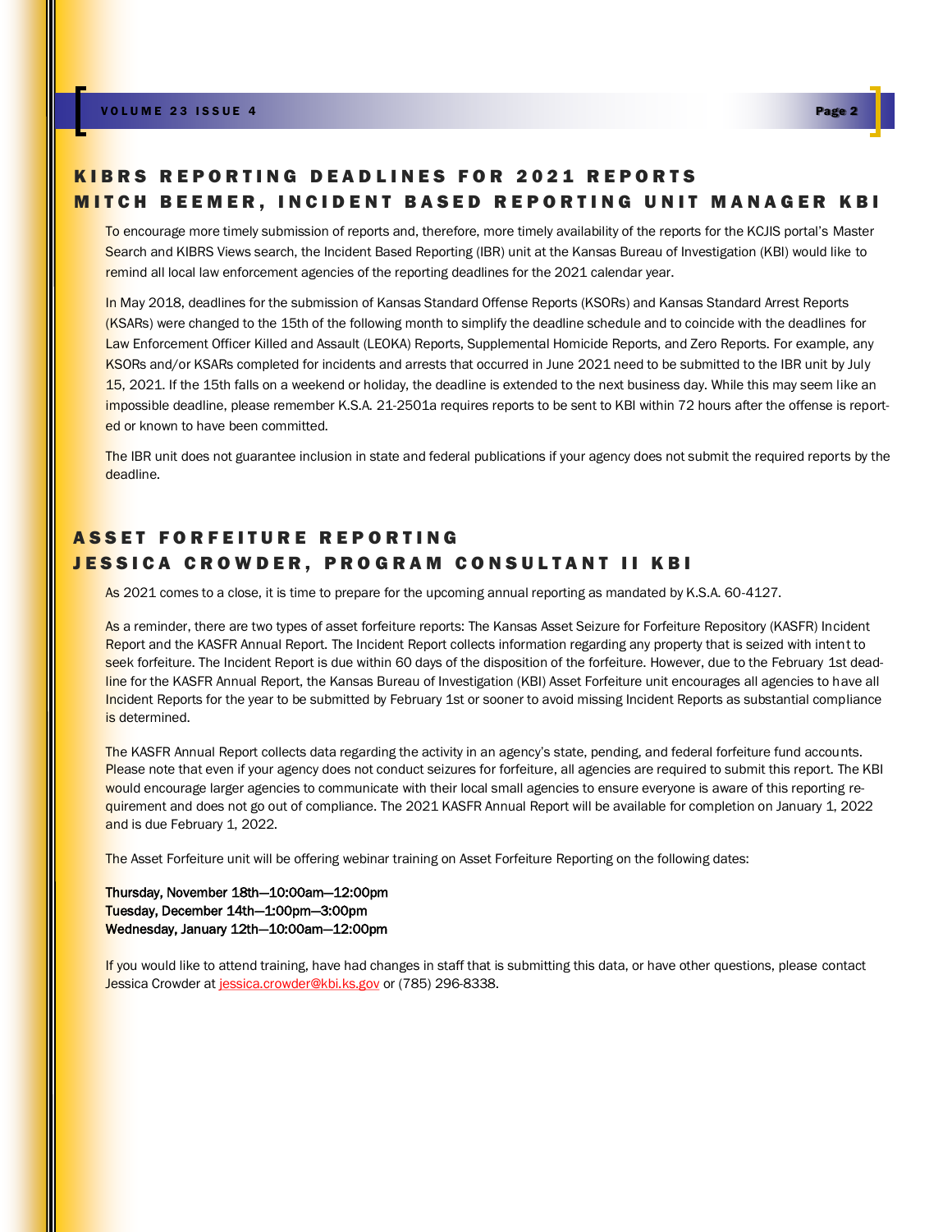## KIBRS REPORTING DEADLINES FOR 2021 REPORTS
## MITCH BEEMER, INCIDENT BASED REPORTING UNIT MANAGER KBI

To encourage more timely submission of reports and, therefore, more timely availability of the reports for the KCJIS portal's Master Search and KIBRS Views search, the Incident Based Reporting (IBR) unit at the Kansas Bureau of Investigation (KBI) would like to remind all local law enforcement agencies of the reporting deadlines for the 2021 calendar year.

In May 2018, deadlines for the submission of Kansas Standard Offense Reports (KSORs) and Kansas Standard Arrest Reports (KSARs) were changed to the 15th of the following month to simplify the deadline schedule and to coincide with the deadlines for Law Enforcement Officer Killed and Assault (LEOKA) Reports, Supplemental Homicide Reports, and Zero Reports. For example, any KSORs and/or KSARs completed for incidents and arrests that occurred in June 2021 need to be submitted to the IBR unit by July 15, 2021. If the 15th falls on a weekend or holiday, the deadline is extended to the next business day. While this may seem like an impossible deadline, please remember K.S.A. 21-2501a requires reports to be sent to KBI within 72 hours after the offense is reported or known to have been committed.

The IBR unit does not guarantee inclusion in state and federal publications if your agency does not submit the required reports by the deadline.

## ASSET FORFEITURE REPORTING
## JESSICA CROWDER, PROGRAM CONSULTANT II KBI

As 2021 comes to a close, it is time to prepare for the upcoming annual reporting as mandated by K.S.A. 60-4127.

As a reminder, there are two types of asset forfeiture reports: The Kansas Asset Seizure for Forfeiture Repository (KASFR) Incident Report and the KASFR Annual Report. The Incident Report collects information regarding any property that is seized with intent to seek forfeiture. The Incident Report is due within 60 days of the disposition of the forfeiture. However, due to the February 1st deadline for the KASFR Annual Report, the Kansas Bureau of Investigation (KBI) Asset Forfeiture unit encourages all agencies to have all Incident Reports for the year to be submitted by February 1st or sooner to avoid missing Incident Reports as substantial compliance is determined.

The KASFR Annual Report collects data regarding the activity in an agency's state, pending, and federal forfeiture fund accounts. Please note that even if your agency does not conduct seizures for forfeiture, all agencies are required to submit this report. The KBI would encourage larger agencies to communicate with their local small agencies to ensure everyone is aware of this reporting requirement and does not go out of compliance. The 2021 KASFR Annual Report will be available for completion on January 1, 2022 and is due February 1, 2022.

The Asset Forfeiture unit will be offering webinar training on Asset Forfeiture Reporting on the following dates:

**Thursday, November 18th—10:00am—12:00pm**
**Tuesday, December 14th—1:00pm—3:00pm**
**Wednesday, January 12th—10:00am—12:00pm**

If you would like to attend training, have had changes in staff that is submitting this data, or have other questions, please contact Jessica Crowder at jessica.crowder@kbi.ks.gov or (785) 296-8338.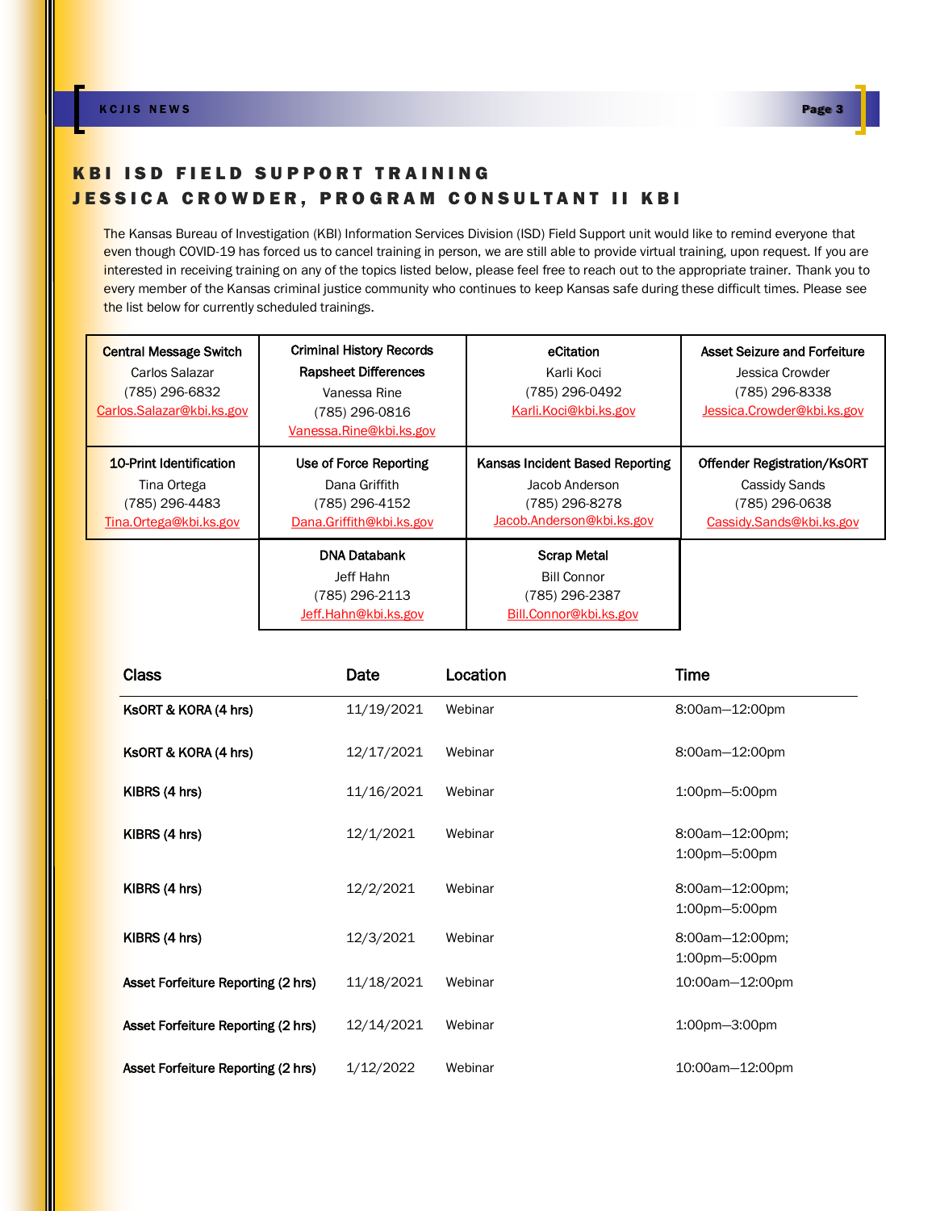## KBI ISD FIELD SUPPORT TRAINING
## JESSICA CROWDER, PROGRAM CONSULTANT II KBI

The Kansas Bureau of Investigation (KBI) Information Services Division (ISD) Field Support unit would like to remind everyone that even though COVID-19 has forced us to cancel training in person, we are still able to provide virtual training, upon request. If you are interested in receiving training on any of the topics listed below, please feel free to reach out to the appropriate trainer. Thank you to every member of the Kansas criminal justice community who continues to keep Kansas safe during these difficult times. Please see the list below for currently scheduled trainings.

| Central Message Switch<br>Carlos Salazar<br>(785) 296-6832<br>Carlos.Salazar@kbi.ks.gov | Criminal History Records<br>Rapsheet Differences<br>Vanessa Rine<br>(785) 296-0816<br>Vanessa.Rine@kbi.ks.gov | eCitation<br>Karli Koci<br>(785) 296-0492<br>Karli.Koci@kbi.ks.gov | Asset Seizure and Forfeiture<br>Jessica Crowder<br>(785) 296-8338<br>Jessica.Crowder@kbi.ks.gov |
|---|---|---|---|
| 10-Print Identification<br>Tina Ortega<br>(785) 296-4483<br>Tina.Ortega@kbi.ks.gov | Use of Force Reporting<br>Dana Griffith<br>(785) 296-4152<br>Dana.Griffith@kbi.ks.gov | Kansas Incident Based Reporting<br>Jacob Anderson<br>(785) 296-8278<br>Jacob.Anderson@kbi.ks.gov | Offender Registration/KsORT<br>Cassidy Sands<br>(785) 296-0638<br>Cassidy.Sands@kbi.ks.gov |
| | DNA Databank<br>Jeff Hahn<br>(785) 296-2113<br>Jeff.Hahn@kbi.ks.gov | Scrap Metal<br>Bill Connor<br>(785) 296-2387<br>Bill.Connor@kbi.ks.gov | |

| Class | Date | Location | Time |
|---|---|---|---|
| **KsORT & KORA (4 hrs)** | 11/19/2021 | Webinar | 8:00am—12:00pm |
| **KsORT & KORA (4 hrs)** | 12/17/2021 | Webinar | 8:00am—12:00pm |
| **KIBRS (4 hrs)** | 11/16/2021 | Webinar | 1:00pm—5:00pm |
| **KIBRS (4 hrs)** | 12/1/2021 | Webinar | 8:00am—12:00pm; 1:00pm—5:00pm |
| **KIBRS (4 hrs)** | 12/2/2021 | Webinar | 8:00am—12:00pm; 1:00pm—5:00pm |
| **KIBRS (4 hrs)** | 12/3/2021 | Webinar | 8:00am—12:00pm; 1:00pm—5:00pm |
| **Asset Forfeiture Reporting (2 hrs)** | 11/18/2021 | Webinar | 10:00am—12:00pm |
| **Asset Forfeiture Reporting (2 hrs)** | 12/14/2021 | Webinar | 1:00pm—3:00pm |
| **Asset Forfeiture Reporting (2 hrs)** | 1/12/2022 | Webinar | 10:00am—12:00pm |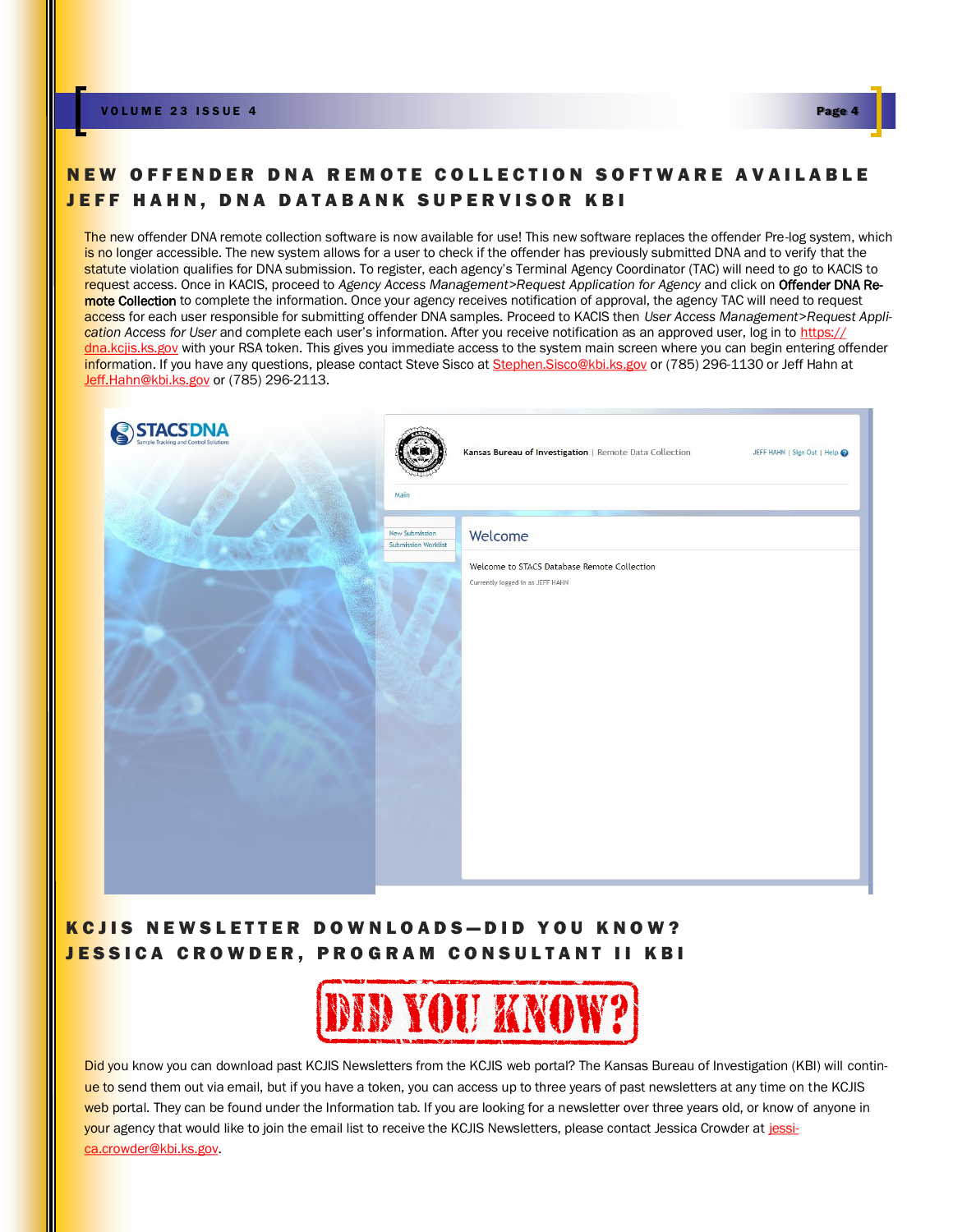## NEW OFFENDER DNA REMOTE COLLECTION SOFTWARE AVAILABLE
### JEFF HAHN, DNA DATABANK SUPERVISOR KBI

The new offender DNA remote collection software is now available for use! This new software replaces the offender Pre-log system, which is no longer accessible. The new system allows for a user to check if the offender has previously submitted DNA and to verify that the statute violation qualifies for DNA submission. To register, each agency's Terminal Agency Coordinator (TAC) will need to go to KACIS to request access. Once in KACIS, proceed to *Agency Access Management>Request Application for Agency* and click on **Offender DNA Remote Collection** to complete the information. Once your agency receives notification of approval, the agency TAC will need to request access for each user responsible for submitting offender DNA samples. Proceed to KACIS then *User Access Management>Request Application Access for User* and complete each user's information. After you receive notification as an approved user, log in to https://dna.kcjis.ks.gov with your RSA token. This gives you immediate access to the system main screen where you can begin entering offender information. If you have any questions, please contact Steve Sisco at Stephen.Sisco@kbi.ks.gov or (785) 296-1130 or Jeff Hahn at Jeff.Hahn@kbi.ks.gov or (785) 296-2113.

## KCJIS NEWSLETTER DOWNLOADS—DID YOU KNOW?
### JESSICA CROWDER, PROGRAM CONSULTANT II KBI

DID YOU KNOW?

Did you know you can download past KCJIS Newsletters from the KCJIS web portal? The Kansas Bureau of Investigation (KBI) will continue to send them out via email, but if you have a token, you can access up to three years of past newsletters at any time on the KCJIS web portal. They can be found under the Information tab. If you are looking for a newsletter over three years old, or know of anyone in your agency that would like to join the email list to receive the KCJIS Newsletters, please contact Jessica Crowder at jessica.crowder@kbi.ks.gov.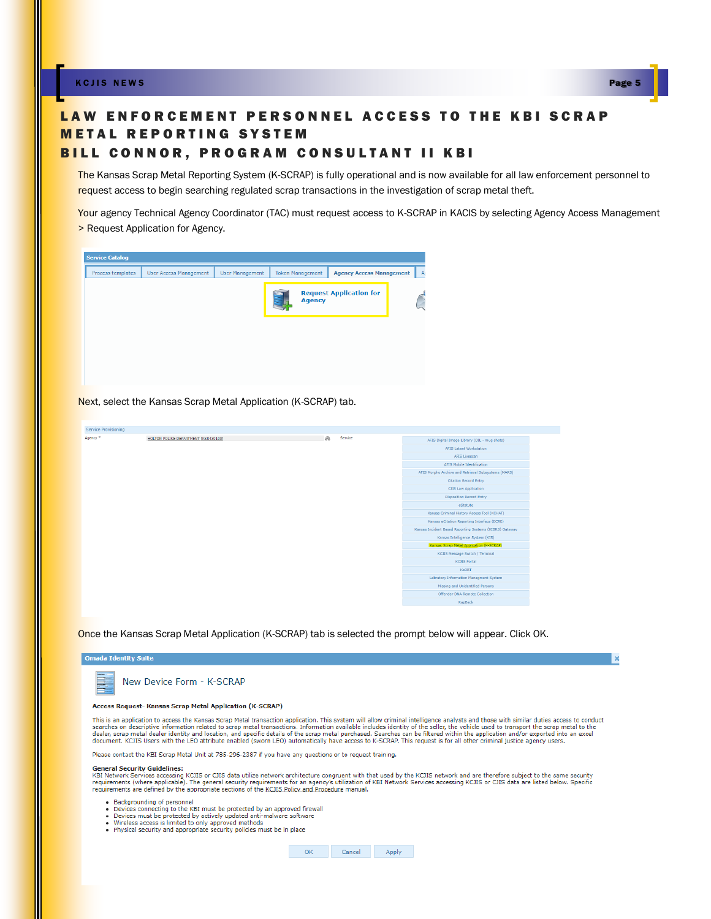# LAW ENFORCEMENT PERSONNEL ACCESS TO THE KBI SCRAP METAL REPORTING SYSTEM

## BILL CONNOR, PROGRAM CONSULTANT II KBI

The Kansas Scrap Metal Reporting System (K-SCRAP) is fully operational and is now available for all law enforcement personnel to request access to begin searching regulated scrap transactions in the investigation of scrap metal theft.

Your agency Technical Agency Coordinator (TAC) must request access to K-SCRAP in KACIS by selecting Agency Access Management > Request Application for Agency.

Next, select the Kansas Scrap Metal Application (K-SCRAP) tab.

Once the Kansas Scrap Metal Application (K-SCRAP) tab is selected the prompt below will appear. Click OK.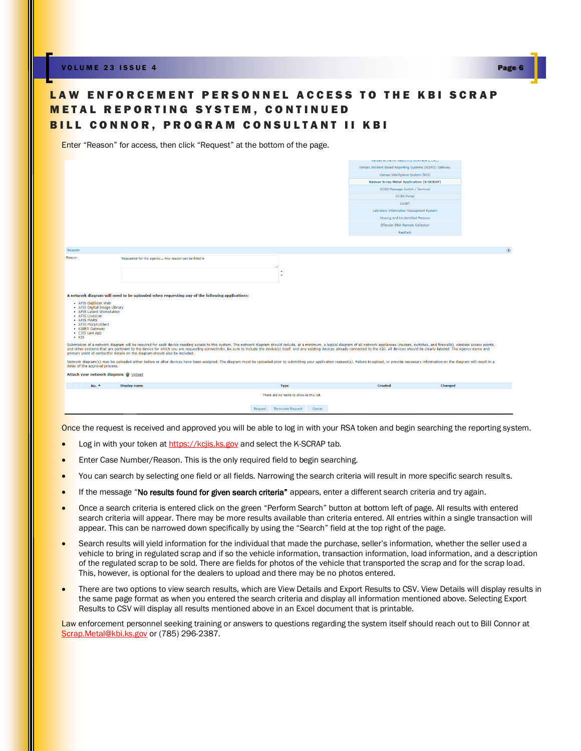# LAW ENFORCEMENT PERSONNEL ACCESS TO THE KBI SCRAP METAL REPORTING SYSTEM, CONTINUED

## BILL CONNOR, PROGRAM CONSULTANT II KBI

Enter "Reason" for access, then click "Request" at the bottom of the page.

Kansas Incident Based Reporting Systems (KIBRS) Gateway
Kansas Intelligence System (KIS)
Kansas Scrap Metal Application (K-SCRAP)
KCJIS Message Switch / Terminal
KCJIS Portal
KsORT
Labratory Information Managment System
Missing and Unidentified Persons
Offender DNA Remote Collection
RapBack

Reason

Reason: Requested for the agency... Any reason can be filled in

**A network diagram will need to be uploaded when requesting any of the following applications:**

- AFIS DigiScan Web
- AFIS Digital Image Library
- AFIS Latent Workstation
- AFIS Livescan
- AFIS MARS
- AFIS MorphoIdent
- KIBRS Gateway
- CJIS Law App
- KIS

Submission of a network diagram will be required for each device needing access to this system. The network diagram should include, at a minimum, a logical diagram of all network appliances (routers, switches, and firewalls), wireless access points, and other systems that are pertinent to the device for which you are requesting connectivity. Be sure to include the device(s) itself, and any existing devices already connected to the KBI. All devices should be clearly labeled. The Agency name and primary point of contactfor details on the diagram should also be included.

Network diagram(s) may be uploaded either before or after devices have been assigned. The diagram must be uploaded prior to submitting your application request(s). Failure to upload, or provide necessary information on the diagram will result in a delay of the approval process.

**Attach your network diagram:** Upload

| No. | Display name | Type | Created | Changed |
|---|---|---|---|---|

There are no items to show in this list.

Request | Terminate Request | Cancel

Once the request is received and approved you will be able to log in with your RSA token and begin searching the reporting system.

- Log in with your token at https://kcjis.ks.gov and select the K-SCRAP tab.
- Enter Case Number/Reason. This is the only required field to begin searching.
- You can search by selecting one field or all fields. Narrowing the search criteria will result in more specific search results.
- If the message "**No results found for given search criteria"** appears, enter a different search criteria and try again.
- Once a search criteria is entered click on the green "Perform Search" button at bottom left of page. All results with entered search criteria will appear. There may be more results available than criteria entered. All entries within a single transaction will appear. This can be narrowed down specifically by using the "Search" field at the top right of the page.
- Search results will yield information for the individual that made the purchase, seller's information, whether the seller used a vehicle to bring in regulated scrap and if so the vehicle information, transaction information, load information, and a description of the regulated scrap to be sold. There are fields for photos of the vehicle that transported the scrap and for the scrap load. This, however, is optional for the dealers to upload and there may be no photos entered.
- There are two options to view search results, which are View Details and Export Results to CSV. View Details will display results in the same page format as when you entered the search criteria and display all information mentioned above. Selecting Export Results to CSV will display all results mentioned above in an Excel document that is printable.

Law enforcement personnel seeking training or answers to questions regarding the system itself should reach out to Bill Connor at Scrap.Metal@kbi.ks.gov or (785) 296-2387.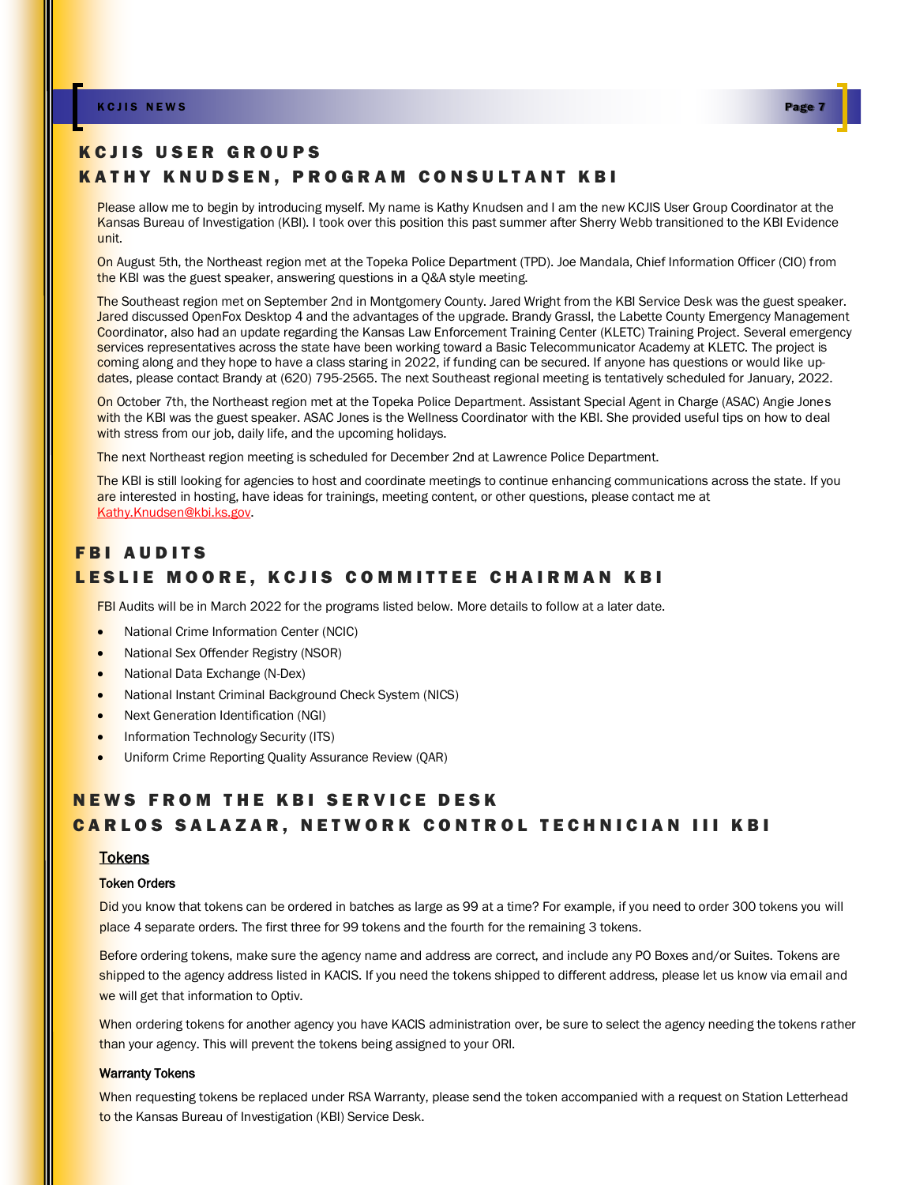## KCJIS USER GROUPS

## KATHY KNUDSEN, PROGRAM CONSULTANT KBI

Please allow me to begin by introducing myself. My name is Kathy Knudsen and I am the new KCJIS User Group Coordinator at the Kansas Bureau of Investigation (KBI). I took over this position this past summer after Sherry Webb transitioned to the KBI Evidence unit.

On August 5th, the Northeast region met at the Topeka Police Department (TPD). Joe Mandala, Chief Information Officer (CIO) from the KBI was the guest speaker, answering questions in a Q&A style meeting.

The Southeast region met on September 2nd in Montgomery County. Jared Wright from the KBI Service Desk was the guest speaker. Jared discussed OpenFox Desktop 4 and the advantages of the upgrade. Brandy Grassl, the Labette County Emergency Management Coordinator, also had an update regarding the Kansas Law Enforcement Training Center (KLETC) Training Project. Several emergency services representatives across the state have been working toward a Basic Telecommunicator Academy at KLETC. The project is coming along and they hope to have a class staring in 2022, if funding can be secured. If anyone has questions or would like updates, please contact Brandy at (620) 795-2565. The next Southeast regional meeting is tentatively scheduled for January, 2022.

On October 7th, the Northeast region met at the Topeka Police Department. Assistant Special Agent in Charge (ASAC) Angie Jones with the KBI was the guest speaker. ASAC Jones is the Wellness Coordinator with the KBI. She provided useful tips on how to deal with stress from our job, daily life, and the upcoming holidays.

The next Northeast region meeting is scheduled for December 2nd at Lawrence Police Department.

The KBI is still looking for agencies to host and coordinate meetings to continue enhancing communications across the state. If you are interested in hosting, have ideas for trainings, meeting content, or other questions, please contact me at Kathy.Knudsen@kbi.ks.gov.

## FBI AUDITS

## LESLIE MOORE, KCJIS COMMITTEE CHAIRMAN KBI

FBI Audits will be in March 2022 for the programs listed below. More details to follow at a later date.

- National Crime Information Center (NCIC)
- National Sex Offender Registry (NSOR)
- National Data Exchange (N-Dex)
- National Instant Criminal Background Check System (NICS)
- Next Generation Identification (NGI)
- Information Technology Security (ITS)
- Uniform Crime Reporting Quality Assurance Review (QAR)

## NEWS FROM THE KBI SERVICE DESK

## CARLOS SALAZAR, NETWORK CONTROL TECHNICIAN III KBI

### Tokens

#### Token Orders

Did you know that tokens can be ordered in batches as large as 99 at a time? For example, if you need to order 300 tokens you will place 4 separate orders. The first three for 99 tokens and the fourth for the remaining 3 tokens.

Before ordering tokens, make sure the agency name and address are correct, and include any PO Boxes and/or Suites. Tokens are shipped to the agency address listed in KACIS. If you need the tokens shipped to different address, please let us know via email and we will get that information to Optiv.

When ordering tokens for another agency you have KACIS administration over, be sure to select the agency needing the tokens rather than your agency. This will prevent the tokens being assigned to your ORI.

#### Warranty Tokens

When requesting tokens be replaced under RSA Warranty, please send the token accompanied with a request on Station Letterhead to the Kansas Bureau of Investigation (KBI) Service Desk.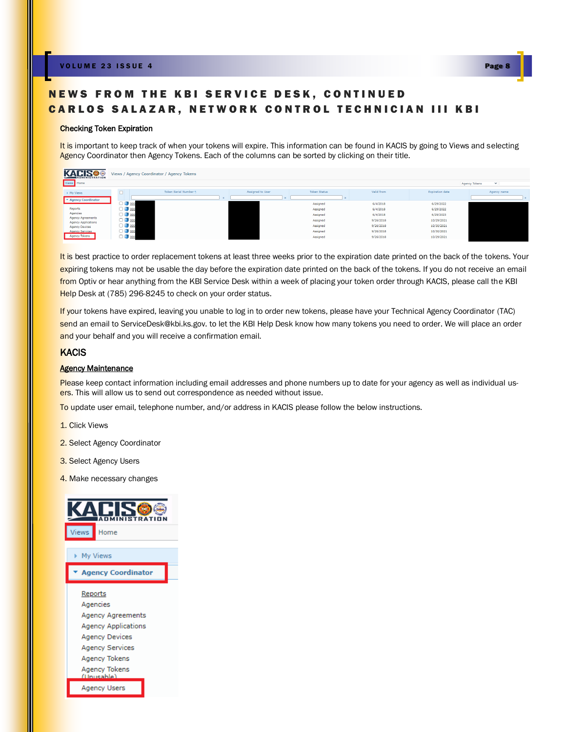# NEWS FROM THE KBI SERVICE DESK, CONTINUED

## CARLOS SALAZAR, NETWORK CONTROL TECHNICIAN III KBI

### Checking Token Expiration

It is important to keep track of when your tokens will expire. This information can be found in KACIS by going to Views and selecting Agency Coordinator then Agency Tokens. Each of the columns can be sorted by clicking on their title.

It is best practice to order replacement tokens at least three weeks prior to the expiration date printed on the back of the tokens. Your expiring tokens may not be usable the day before the expiration date printed on the back of the tokens. If you do not receive an email from Optiv or hear anything from the KBI Service Desk within a week of placing your token order through KACIS, please call the KBI Help Desk at (785) 296-8245 to check on your order status.

If your tokens have expired, leaving you unable to log in to order new tokens, please have your Technical Agency Coordinator (TAC) send an email to ServiceDesk@kbi.ks.gov. to let the KBI Help Desk know how many tokens you need to order. We will place an order and your behalf and you will receive a confirmation email.

## KACIS

### Agency Maintenance

Please keep contact information including email addresses and phone numbers up to date for your agency as well as individual users. This will allow us to send out correspondence as needed without issue.

To update user email, telephone number, and/or address in KACIS please follow the below instructions.

1. Click Views
2. Select Agency Coordinator
3. Select Agency Users
4. Make necessary changes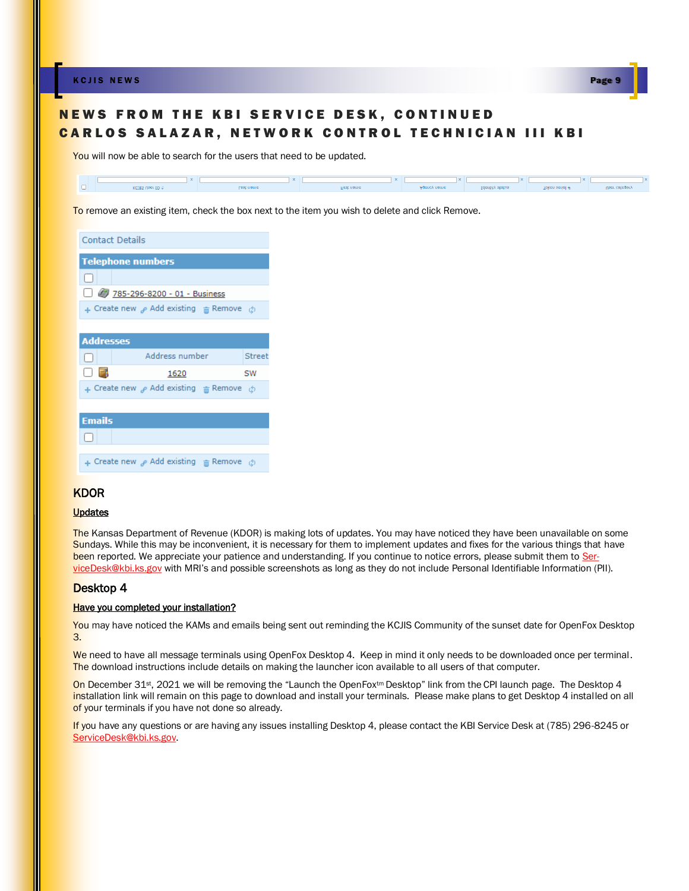## NEWS FROM THE KBI SERVICE DESK, CONTINUED

## CARLOS SALAZAR, NETWORK CONTROL TECHNICIAN III KBI

You will now be able to search for the users that need to be updated.

To remove an existing item, check the box next to the item you wish to delete and click Remove.

Contact Details

**Telephone numbers**

785-296-8200 - 01 - Business

Create new   Add existing   Remove

**Addresses**

| Address number | Street |
|---|---|
| 1620 | SW |

Create new   Add existing   Remove

**Emails**

Create new   Add existing   Remove

### KDOR

**Updates**

The Kansas Department of Revenue (KDOR) is making lots of updates. You may have noticed they have been unavailable on some Sundays. While this may be inconvenient, it is necessary for them to implement updates and fixes for the various things that have been reported. We appreciate your patience and understanding. If you continue to notice errors, please submit them to ServiceDesk@kbi.ks.gov with MRI's and possible screenshots as long as they do not include Personal Identifiable Information (PII).

### Desktop 4

**Have you completed your installation?**

You may have noticed the KAMs and emails being sent out reminding the KCJIS Community of the sunset date for OpenFox Desktop 3.

We need to have all message terminals using OpenFox Desktop 4. Keep in mind it only needs to be downloaded once per terminal. The download instructions include details on making the launcher icon available to all users of that computer.

On December 31st, 2021 we will be removing the "Launch the OpenFox™ Desktop" link from the CPI launch page. The Desktop 4 installation link will remain on this page to download and install your terminals. Please make plans to get Desktop 4 installed on all of your terminals if you have not done so already.

If you have any questions or are having any issues installing Desktop 4, please contact the KBI Service Desk at (785) 296-8245 or ServiceDesk@kbi.ks.gov.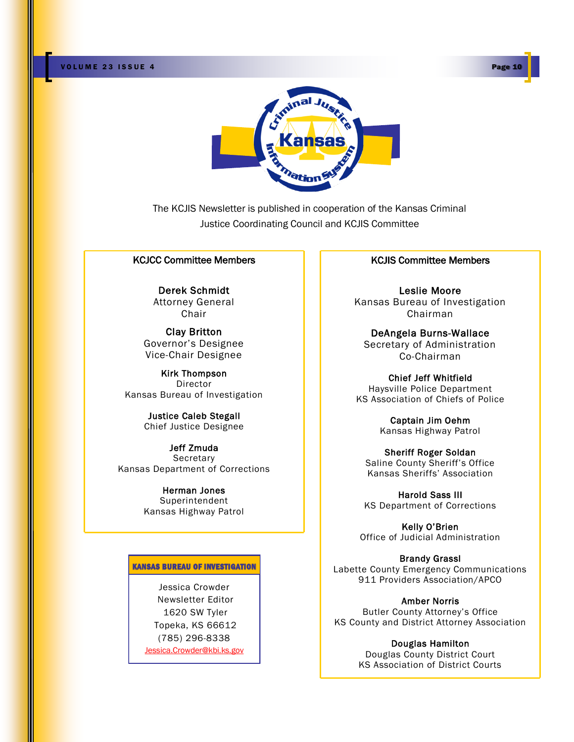The KCJIS Newsletter is published in cooperation of the Kansas Criminal Justice Coordinating Council and KCJIS Committee

## KCJCC Committee Members

**Derek Schmidt**
Attorney General
Chair

**Clay Britton**
Governor's Designee
Vice-Chair Designee

**Kirk Thompson**
Director
Kansas Bureau of Investigation

**Justice Caleb Stegall**
Chief Justice Designee

**Jeff Zmuda**
Secretary
Kansas Department of Corrections

**Herman Jones**
Superintendent
Kansas Highway Patrol

## KANSAS BUREAU OF INVESTIGATION

Jessica Crowder
Newsletter Editor
1620 SW Tyler
Topeka, KS 66612
(785) 296-8338
Jessica.Crowder@kbi.ks.gov

## KCJIS Committee Members

**Leslie Moore**
Kansas Bureau of Investigation
Chairman

**DeAngela Burns-Wallace**
Secretary of Administration
Co-Chairman

**Chief Jeff Whitfield**
Haysville Police Department
KS Association of Chiefs of Police

**Captain Jim Oehm**
Kansas Highway Patrol

**Sheriff Roger Soldan**
Saline County Sheriff's Office
Kansas Sheriffs' Association

**Harold Sass III**
KS Department of Corrections

**Kelly O'Brien**
Office of Judicial Administration

**Brandy Grassl**
Labette County Emergency Communications
911 Providers Association/APCO

**Amber Norris**
Butler County Attorney's Office
KS County and District Attorney Association

**Douglas Hamilton**
Douglas County District Court
KS Association of District Courts